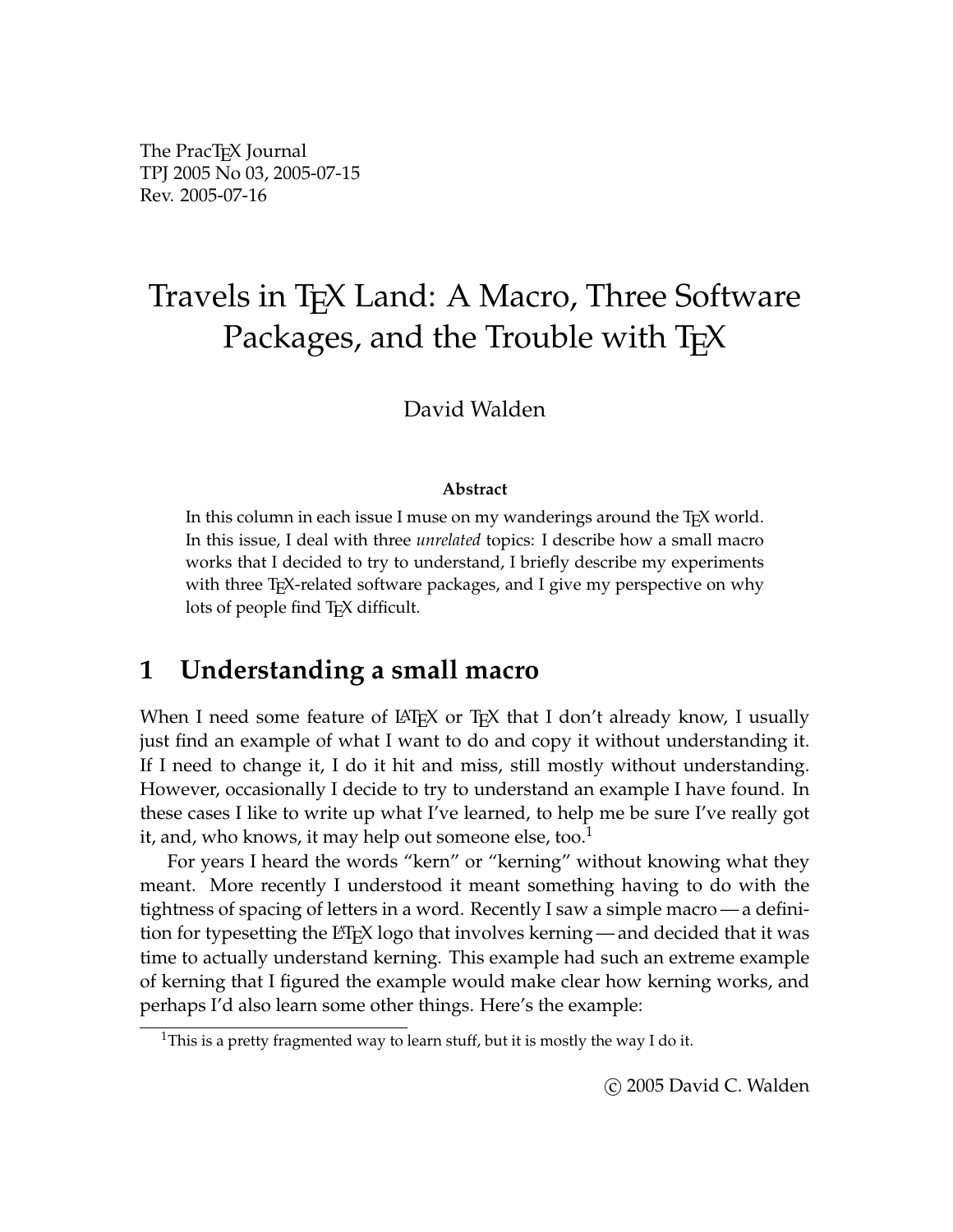The PracTeX Journal
TPJ 2005 No 03, 2005-07-15
Rev. 2005-07-16

# Travels in TeX Land: A Macro, Three Software Packages, and the Trouble with TeX

David Walden

**Abstract**

In this column in each issue I muse on my wanderings around the TeX world. In this issue, I deal with three *unrelated* topics: I describe how a small macro works that I decided to try to understand, I briefly describe my experiments with three TeX-related software packages, and I give my perspective on why lots of people find TeX difficult.

## 1 Understanding a small macro

When I need some feature of LaTeX or TeX that I don't already know, I usually just find an example of what I want to do and copy it without understanding it. If I need to change it, I do it hit and miss, still mostly without understanding. However, occasionally I decide to try to understand an example I have found. In these cases I like to write up what I've learned, to help me be sure I've really got it, and, who knows, it may help out someone else, too.[1]

For years I heard the words "kern" or "kerning" without knowing what they meant. More recently I understood it meant something having to do with the tightness of spacing of letters in a word. Recently I saw a simple macro — a definition for typesetting the LaTeX logo that involves kerning — and decided that it was time to actually understand kerning. This example had such an extreme example of kerning that I figured the example would make clear how kerning works, and perhaps I'd also learn some other things. Here's the example:

[1] This is a pretty fragmented way to learn stuff, but it is mostly the way I do it.

© 2005 David C. Walden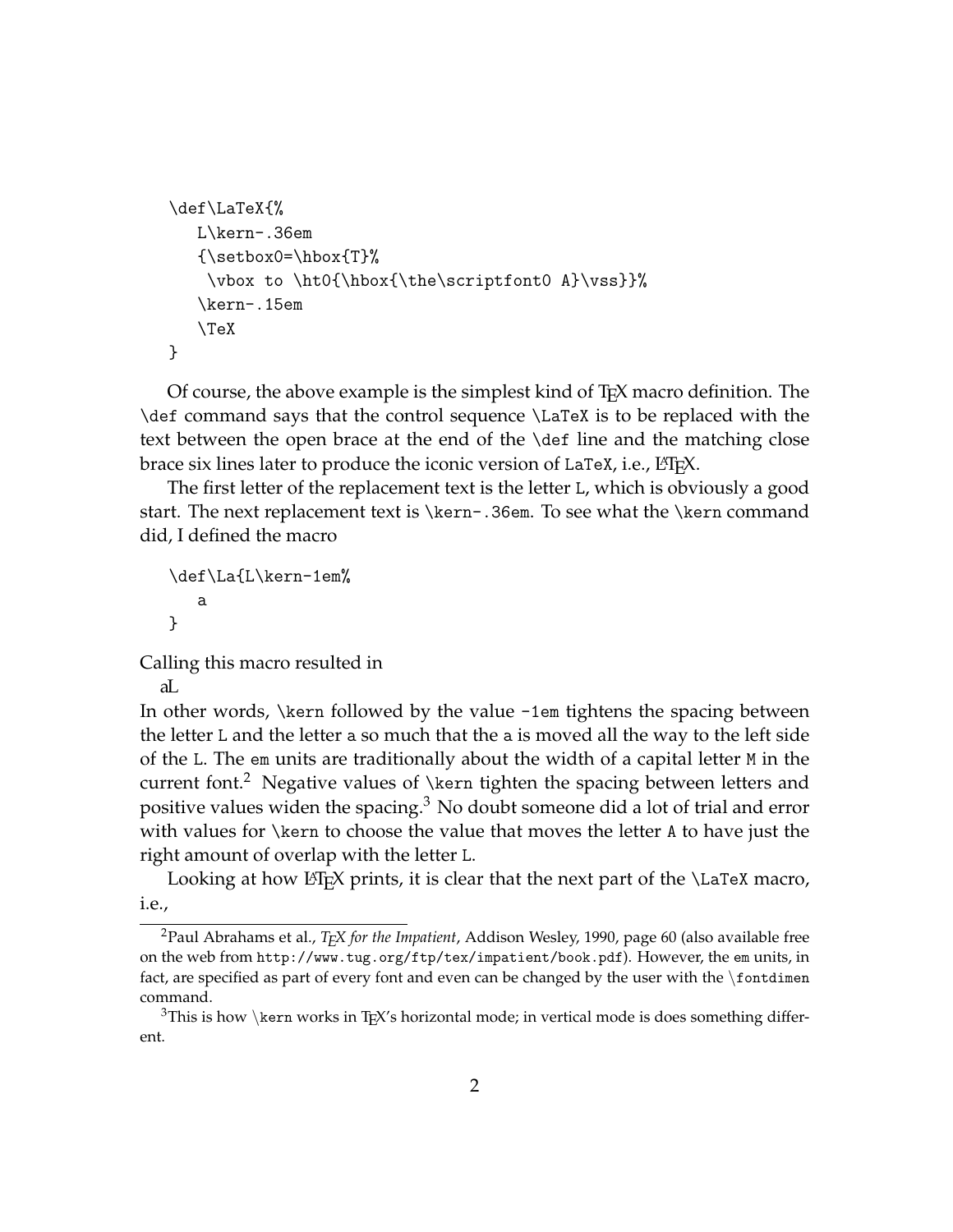```
\def\LaTeX{%
   L\kern-.36em
   {\setbox0=\hbox{T}%
    \vbox to \ht0{\hbox{\the\scriptfont0 A}\vss}}%
   \kern-.15em
   \TeX
}
```

Of course, the above example is the simplest kind of TEX macro definition. The `\def` command says that the control sequence `\LaTeX` is to be replaced with the text between the open brace at the end of the `\def` line and the matching close brace six lines later to produce the iconic version of `LaTeX`, i.e., LATEX.

The first letter of the replacement text is the letter `L`, which is obviously a good start. The next replacement text is `\kern-.36em`. To see what the `\kern` command did, I defined the macro

```
\def\La{L\kern-1em%
    a
}
```

Calling this macro resulted in

aL

In other words, `\kern` followed by the value `-1em` tightens the spacing between the letter `L` and the letter `a` so much that the `a` is moved all the way to the left side of the `L`. The `em` units are traditionally about the width of a capital letter `M` in the current font.[2] Negative values of `\kern` tighten the spacing between letters and positive values widen the spacing.[3] No doubt someone did a lot of trial and error with values for `\kern` to choose the value that moves the letter `A` to have just the right amount of overlap with the letter `L`.

Looking at how LATEX prints, it is clear that the next part of the `\LaTeX` macro, i.e.,

---

[2] Paul Abrahams et al., *TEX for the Impatient*, Addison Wesley, 1990, page 60 (also available free on the web from `http://www.tug.org/ftp/tex/impatient/book.pdf`). However, the `em` units, in fact, are specified as part of every font and even can be changed by the user with the `\fontdimen` command.

[3] This is how `\kern` works in TEX's horizontal mode; in vertical mode is does something different.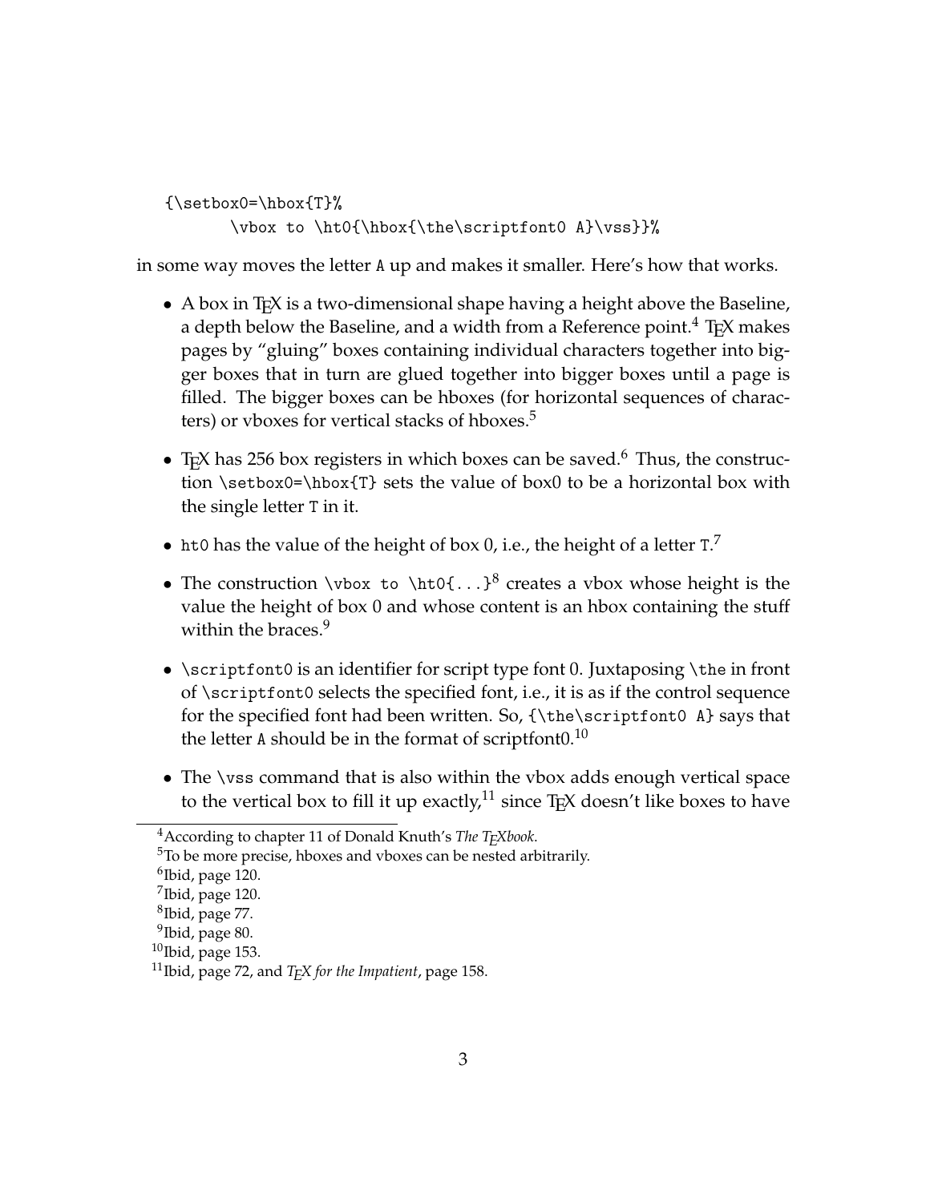```
{\setbox0=\hbox{T}%
       \vbox to \ht0{\hbox{\the\scriptfont0 A}\vss}}%
```

in some way moves the letter `A` up and makes it smaller. Here's how that works.

- A box in TEX is a two-dimensional shape having a height above the Baseline, a depth below the Baseline, and a width from a Reference point.[4] TEX makes pages by "gluing" boxes containing individual characters together into bigger boxes that in turn are glued together into bigger boxes until a page is filled. The bigger boxes can be hboxes (for horizontal sequences of characters) or vboxes for vertical stacks of hboxes.[5]

- TEX has 256 box registers in which boxes can be saved.[6] Thus, the construction `\setbox0=\hbox{T}` sets the value of box0 to be a horizontal box with the single letter `T` in it.

- `ht0` has the value of the height of box 0, i.e., the height of a letter `T`.[7]

- The construction `\vbox to \ht0{...}`[8] creates a vbox whose height is the value the height of box 0 and whose content is an hbox containing the stuff within the braces.[9]

- `\scriptfont0` is an identifier for script type font 0. Juxtaposing `\the` in front of `\scriptfont0` selects the specified font, i.e., it is as if the control sequence for the specified font had been written. So, `{\the\scriptfont0 A}` says that the letter `A` should be in the format of scriptfont0.[10]

- The `\vss` command that is also within the vbox adds enough vertical space to the vertical box to fill it up exactly,[11] since TEX doesn't like boxes to have

---

[4] According to chapter 11 of Donald Knuth's *The TEXbook*.

[5] To be more precise, hboxes and vboxes can be nested arbitrarily.

[6] Ibid, page 120.

[7] Ibid, page 120.

[8] Ibid, page 77.

[9] Ibid, page 80.

[10] Ibid, page 153.

[11] Ibid, page 72, and *TEX for the Impatient*, page 158.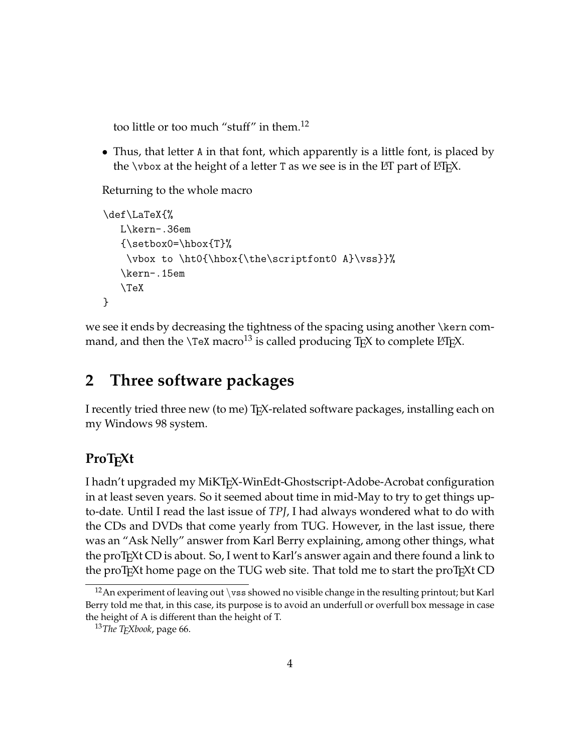too little or too much “stuff” in them.[12]

- Thus, that letter `A` in that font, which apparently is a little font, is placed by the `\vbox` at the height of a letter `T` as we see is in the LAT part of LaTeX.

Returning to the whole macro

```
\def\LaTeX{%
   L\kern-.36em
   {\setbox0=\hbox{T}%
    \vbox to \ht0{\hbox{\the\scriptfont0 A}\vss}}%
   \kern-.15em
   \TeX
}
```

we see it ends by decreasing the tightness of the spacing using another `\kern` command, and then the `\TeX` macro[13] is called producing TeX to complete LaTeX.

## 2 Three software packages

I recently tried three new (to me) TeX-related software packages, installing each on my Windows 98 system.

### ProTeXt

I hadn’t upgraded my MiKTeX-WinEdt-Ghostscript-Adobe-Acrobat configuration in at least seven years. So it seemed about time in mid-May to try to get things up-to-date. Until I read the last issue of *TPJ*, I had always wondered what to do with the CDs and DVDs that come yearly from TUG. However, in the last issue, there was an “Ask Nelly” answer from Karl Berry explaining, among other things, what the proTeXt CD is about. So, I went to Karl’s answer again and there found a link to the proTeXt home page on the TUG web site. That told me to start the proTeXt CD

[12] An experiment of leaving out `\vss` showed no visible change in the resulting printout; but Karl Berry told me that, in this case, its purpose is to avoid an underfull or overfull box message in case the height of A is different than the height of T.

[13] *The TeXbook*, page 66.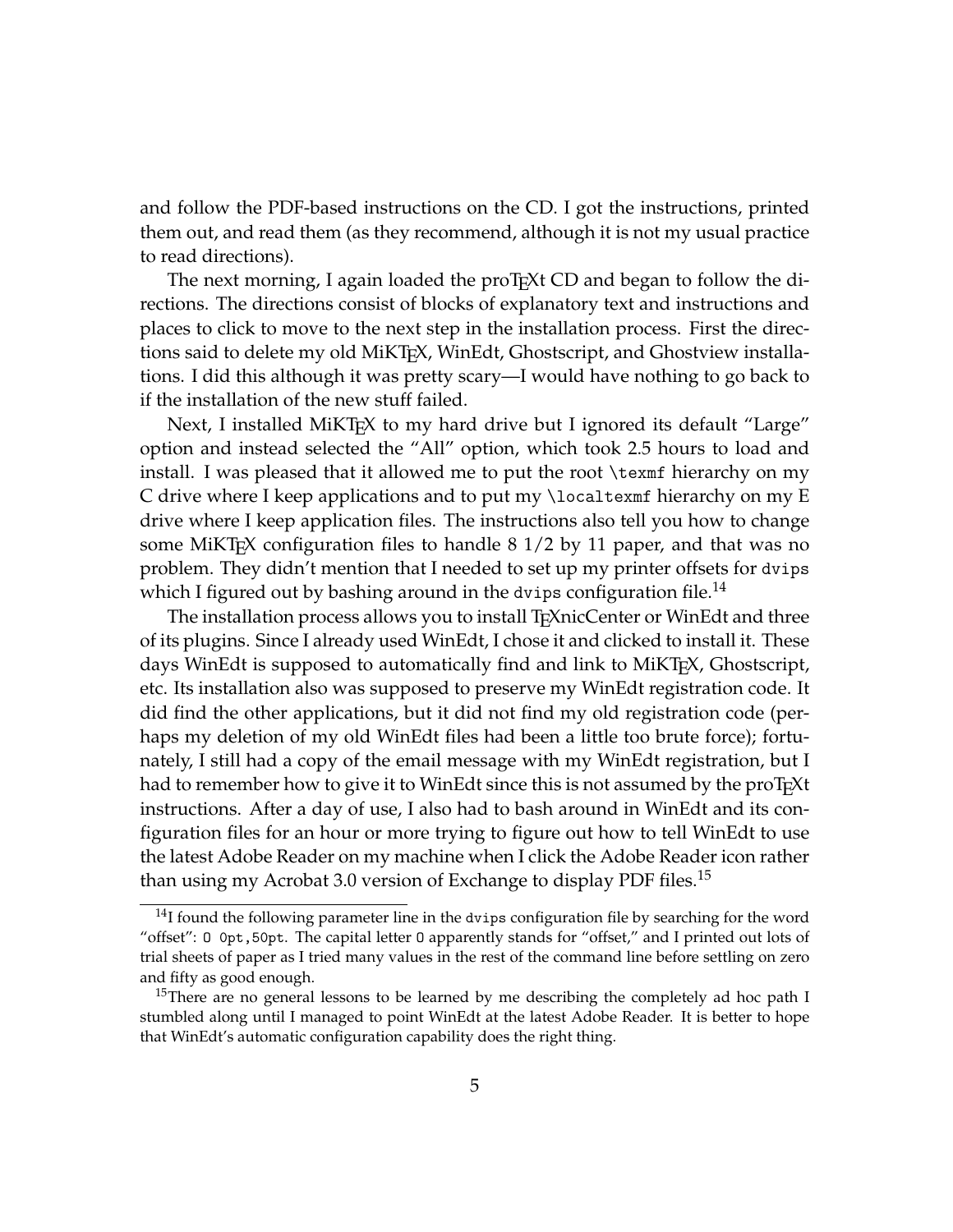and follow the PDF-based instructions on the CD. I got the instructions, printed them out, and read them (as they recommend, although it is not my usual practice to read directions).

The next morning, I again loaded the proTEXt CD and began to follow the directions. The directions consist of blocks of explanatory text and instructions and places to click to move to the next step in the installation process. First the directions said to delete my old MiKTEX, WinEdt, Ghostscript, and Ghostview installations. I did this although it was pretty scary—I would have nothing to go back to if the installation of the new stuff failed.

Next, I installed MiKTEX to my hard drive but I ignored its default "Large" option and instead selected the "All" option, which took 2.5 hours to load and install. I was pleased that it allowed me to put the root `\texmf` hierarchy on my C drive where I keep applications and to put my `\localtexmf` hierarchy on my E drive where I keep application files. The instructions also tell you how to change some MiKTEX configuration files to handle 8 1/2 by 11 paper, and that was no problem. They didn't mention that I needed to set up my printer offsets for `dvips` which I figured out by bashing around in the `dvips` configuration file.[14]

The installation process allows you to install TEXnicCenter or WinEdt and three of its plugins. Since I already used WinEdt, I chose it and clicked to install it. These days WinEdt is supposed to automatically find and link to MiKTEX, Ghostscript, etc. Its installation also was supposed to preserve my WinEdt registration code. It did find the other applications, but it did not find my old registration code (perhaps my deletion of my old WinEdt files had been a little too brute force); fortunately, I still had a copy of the email message with my WinEdt registration, but I had to remember how to give it to WinEdt since this is not assumed by the proTEXt instructions. After a day of use, I also had to bash around in WinEdt and its configuration files for an hour or more trying to figure out how to tell WinEdt to use the latest Adobe Reader on my machine when I click the Adobe Reader icon rather than using my Acrobat 3.0 version of Exchange to display PDF files.[15]

---

[14] I found the following parameter line in the `dvips` configuration file by searching for the word "offset": `O 0pt,50pt`. The capital letter `O` apparently stands for "offset," and I printed out lots of trial sheets of paper as I tried many values in the rest of the command line before settling on zero and fifty as good enough.

[15] There are no general lessons to be learned by me describing the completely ad hoc path I stumbled along until I managed to point WinEdt at the latest Adobe Reader. It is better to hope that WinEdt's automatic configuration capability does the right thing.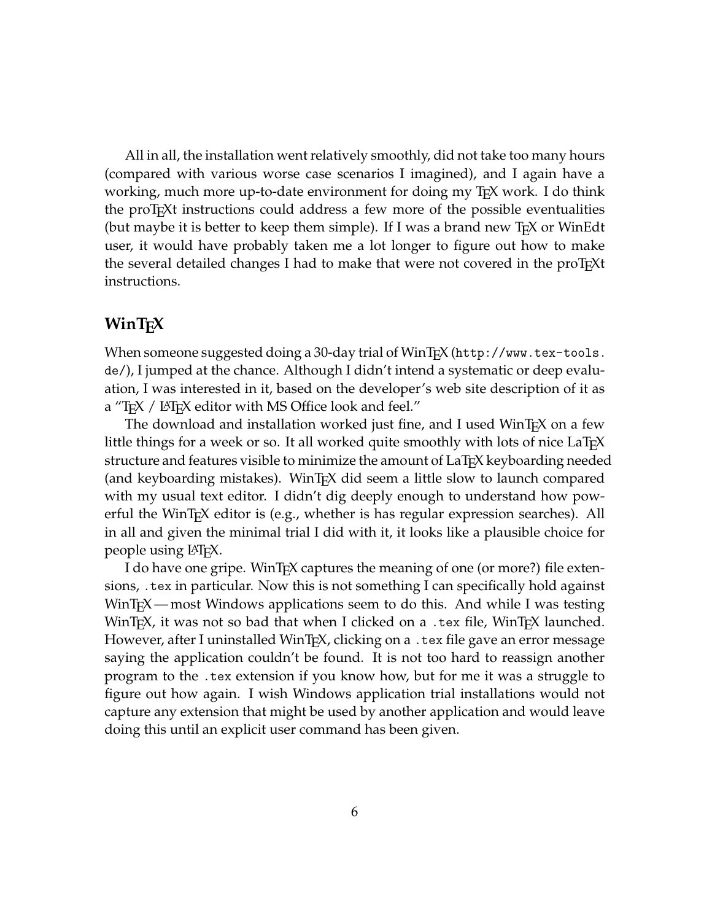All in all, the installation went relatively smoothly, did not take too many hours (compared with various worse case scenarios I imagined), and I again have a working, much more up-to-date environment for doing my TEX work. I do think the proTEXt instructions could address a few more of the possible eventualities (but maybe it is better to keep them simple). If I was a brand new TEX or WinEdt user, it would have probably taken me a lot longer to figure out how to make the several detailed changes I had to make that were not covered in the proTEXt instructions.

## WinTEX

When someone suggested doing a 30-day trial of WinTEX (`http://www.tex-tools.de/`), I jumped at the chance. Although I didn't intend a systematic or deep evaluation, I was interested in it, based on the developer's web site description of it as a "TEX / LATEX editor with MS Office look and feel."

The download and installation worked just fine, and I used WinTEX on a few little things for a week or so. It all worked quite smoothly with lots of nice LaTEX structure and features visible to minimize the amount of LaTEX keyboarding needed (and keyboarding mistakes). WinTEX did seem a little slow to launch compared with my usual text editor. I didn't dig deeply enough to understand how powerful the WinTEX editor is (e.g., whether is has regular expression searches). All in all and given the minimal trial I did with it, it looks like a plausible choice for people using LATEX.

I do have one gripe. WinTEX captures the meaning of one (or more?) file extensions, `.tex` in particular. Now this is not something I can specifically hold against WinTEX — most Windows applications seem to do this. And while I was testing WinTEX, it was not so bad that when I clicked on a `.tex` file, WinTEX launched. However, after I uninstalled WinTEX, clicking on a `.tex` file gave an error message saying the application couldn't be found. It is not too hard to reassign another program to the `.tex` extension if you know how, but for me it was a struggle to figure out how again. I wish Windows application trial installations would not capture any extension that might be used by another application and would leave doing this until an explicit user command has been given.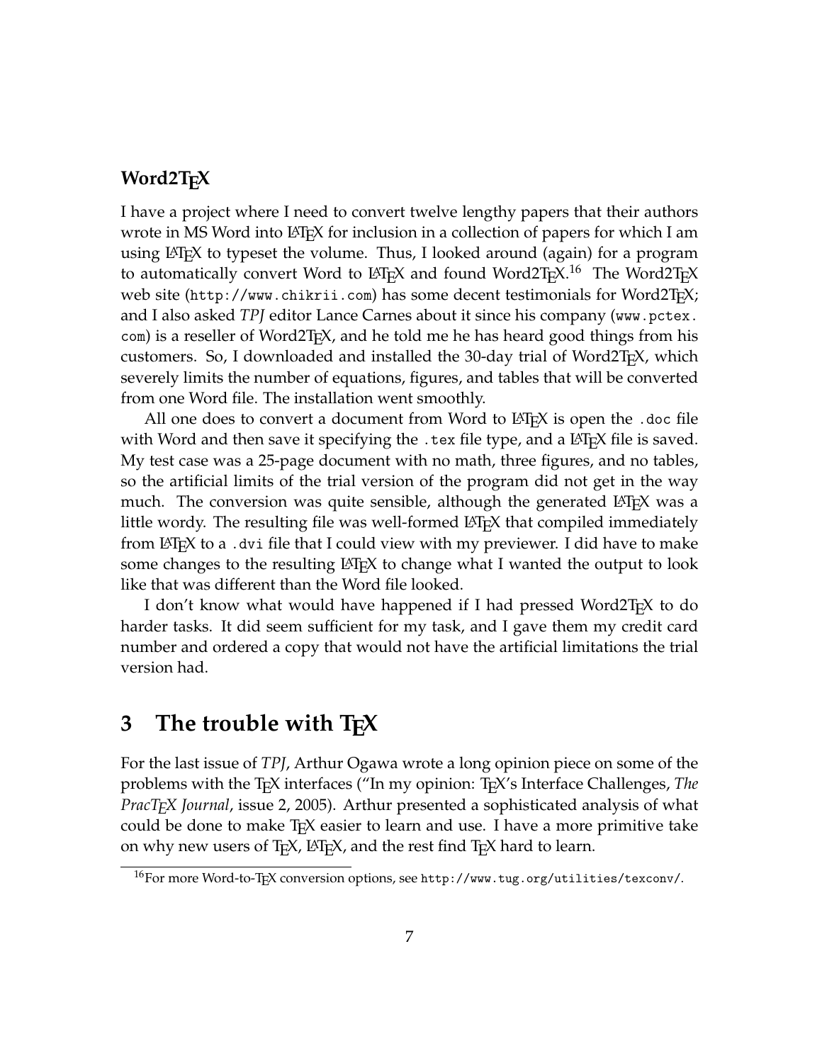### Word2TeX

I have a project where I need to convert twelve lengthy papers that their authors wrote in MS Word into LaTeX for inclusion in a collection of papers for which I am using LaTeX to typeset the volume. Thus, I looked around (again) for a program to automatically convert Word to LaTeX and found Word2TeX.[16] The Word2TeX web site (`http://www.chikrii.com`) has some decent testimonials for Word2TeX; and I also asked *TPJ* editor Lance Carnes about it since his company (`www.pctex.com`) is a reseller of Word2TeX, and he told me he has heard good things from his customers. So, I downloaded and installed the 30-day trial of Word2TeX, which severely limits the number of equations, figures, and tables that will be converted from one Word file. The installation went smoothly.

All one does to convert a document from Word to LaTeX is open the `.doc` file with Word and then save it specifying the `.tex` file type, and a LaTeX file is saved. My test case was a 25-page document with no math, three figures, and no tables, so the artificial limits of the trial version of the program did not get in the way much. The conversion was quite sensible, although the generated LaTeX was a little wordy. The resulting file was well-formed LaTeX that compiled immediately from LaTeX to a `.dvi` file that I could view with my previewer. I did have to make some changes to the resulting LaTeX to change what I wanted the output to look like that was different than the Word file looked.

I don't know what would have happened if I had pressed Word2TeX to do harder tasks. It did seem sufficient for my task, and I gave them my credit card number and ordered a copy that would not have the artificial limitations the trial version had.

## 3 The trouble with TeX

For the last issue of *TPJ*, Arthur Ogawa wrote a long opinion piece on some of the problems with the TeX interfaces ("In my opinion: TeX's Interface Challenges, *The PracTeX Journal*, issue 2, 2005). Arthur presented a sophisticated analysis of what could be done to make TeX easier to learn and use. I have a more primitive take on why new users of TeX, LaTeX, and the rest find TeX hard to learn.

[16] For more Word-to-TeX conversion options, see `http://www.tug.org/utilities/texconv/`.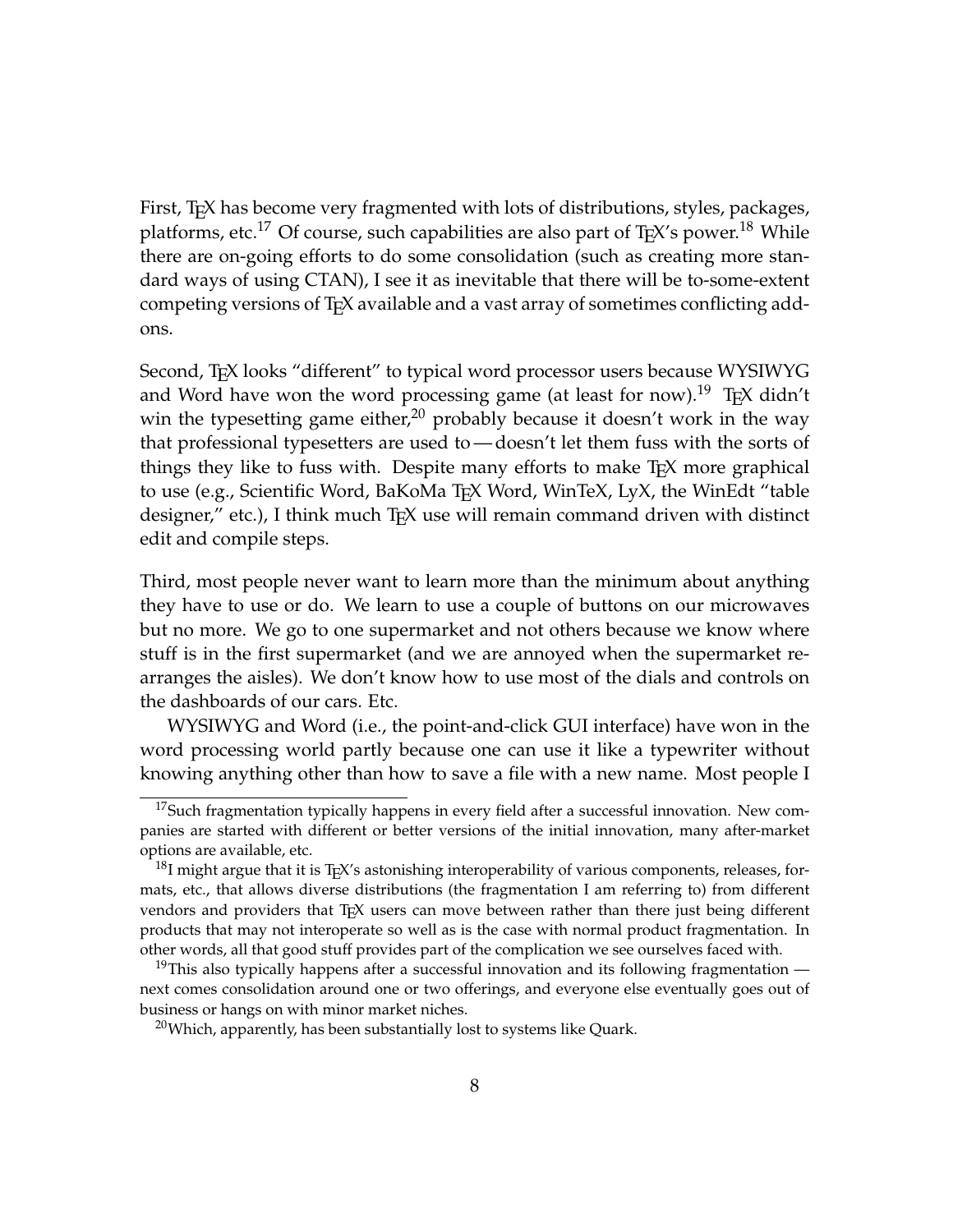First, TeX has become very fragmented with lots of distributions, styles, packages, platforms, etc.[17] Of course, such capabilities are also part of TeX's power.[18] While there are on-going efforts to do some consolidation (such as creating more standard ways of using CTAN), I see it as inevitable that there will be to-some-extent competing versions of TeX available and a vast array of sometimes conflicting add-ons.

Second, TeX looks "different" to typical word processor users because WYSIWYG and Word have won the word processing game (at least for now).[19] TeX didn't win the typesetting game either,[20] probably because it doesn't work in the way that professional typesetters are used to — doesn't let them fuss with the sorts of things they like to fuss with. Despite many efforts to make TeX more graphical to use (e.g., Scientific Word, BaKoMa TeX Word, WinTeX, LyX, the WinEdt "table designer," etc.), I think much TeX use will remain command driven with distinct edit and compile steps.

Third, most people never want to learn more than the minimum about anything they have to use or do. We learn to use a couple of buttons on our microwaves but no more. We go to one supermarket and not others because we know where stuff is in the first supermarket (and we are annoyed when the supermarket rearranges the aisles). We don't know how to use most of the dials and controls on the dashboards of our cars. Etc.

WYSIWYG and Word (i.e., the point-and-click GUI interface) have won in the word processing world partly because one can use it like a typewriter without knowing anything other than how to save a file with a new name. Most people I

---

[17] Such fragmentation typically happens in every field after a successful innovation. New companies are started with different or better versions of the initial innovation, many after-market options are available, etc.

[18] I might argue that it is TeX's astonishing interoperability of various components, releases, formats, etc., that allows diverse distributions (the fragmentation I am referring to) from different vendors and providers that TeX users can move between rather than there just being different products that may not interoperate so well as is the case with normal product fragmentation. In other words, all that good stuff provides part of the complication we see ourselves faced with.

[19] This also typically happens after a successful innovation and its following fragmentation — next comes consolidation around one or two offerings, and everyone else eventually goes out of business or hangs on with minor market niches.

[20] Which, apparently, has been substantially lost to systems like Quark.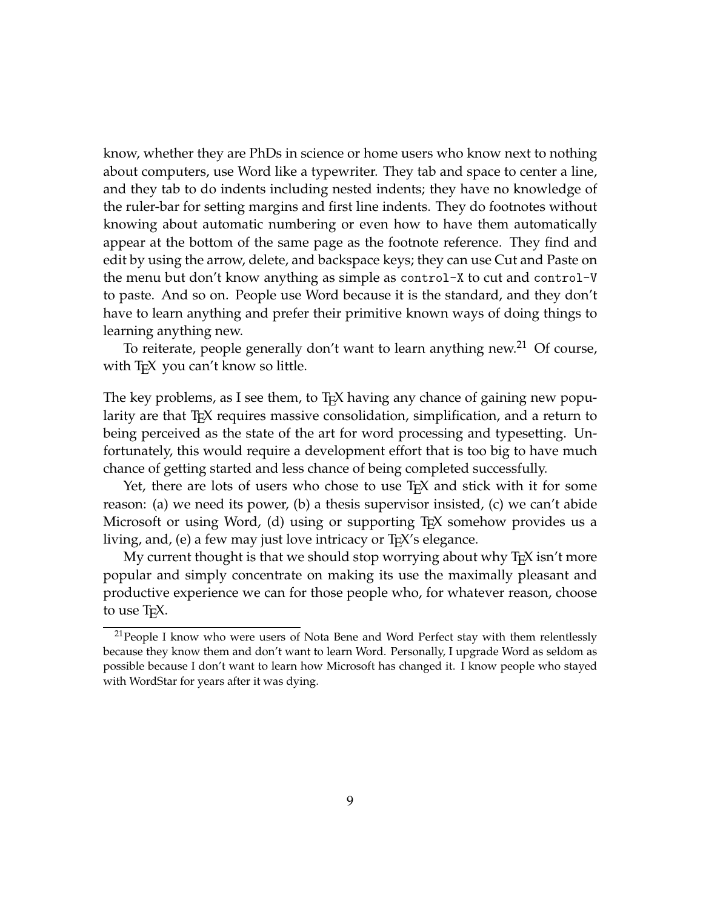know, whether they are PhDs in science or home users who know next to nothing about computers, use Word like a typewriter. They tab and space to center a line, and they tab to do indents including nested indents; they have no knowledge of the ruler-bar for setting margins and first line indents. They do footnotes without knowing about automatic numbering or even how to have them automatically appear at the bottom of the same page as the footnote reference. They find and edit by using the arrow, delete, and backspace keys; they can use Cut and Paste on the menu but don't know anything as simple as `control-X` to cut and `control-V` to paste. And so on. People use Word because it is the standard, and they don't have to learn anything and prefer their primitive known ways of doing things to learning anything new.

To reiterate, people generally don't want to learn anything new.[21] Of course, with TEX you can't know so little.

The key problems, as I see them, to TEX having any chance of gaining new popularity are that TEX requires massive consolidation, simplification, and a return to being perceived as the state of the art for word processing and typesetting. Unfortunately, this would require a development effort that is too big to have much chance of getting started and less chance of being completed successfully.

Yet, there are lots of users who chose to use TEX and stick with it for some reason: (a) we need its power, (b) a thesis supervisor insisted, (c) we can't abide Microsoft or using Word, (d) using or supporting TEX somehow provides us a living, and, (e) a few may just love intricacy or TEX's elegance.

My current thought is that we should stop worrying about why TEX isn't more popular and simply concentrate on making its use the maximally pleasant and productive experience we can for those people who, for whatever reason, choose to use TEX.

---

[21] People I know who were users of Nota Bene and Word Perfect stay with them relentlessly because they know them and don't want to learn Word. Personally, I upgrade Word as seldom as possible because I don't want to learn how Microsoft has changed it. I know people who stayed with WordStar for years after it was dying.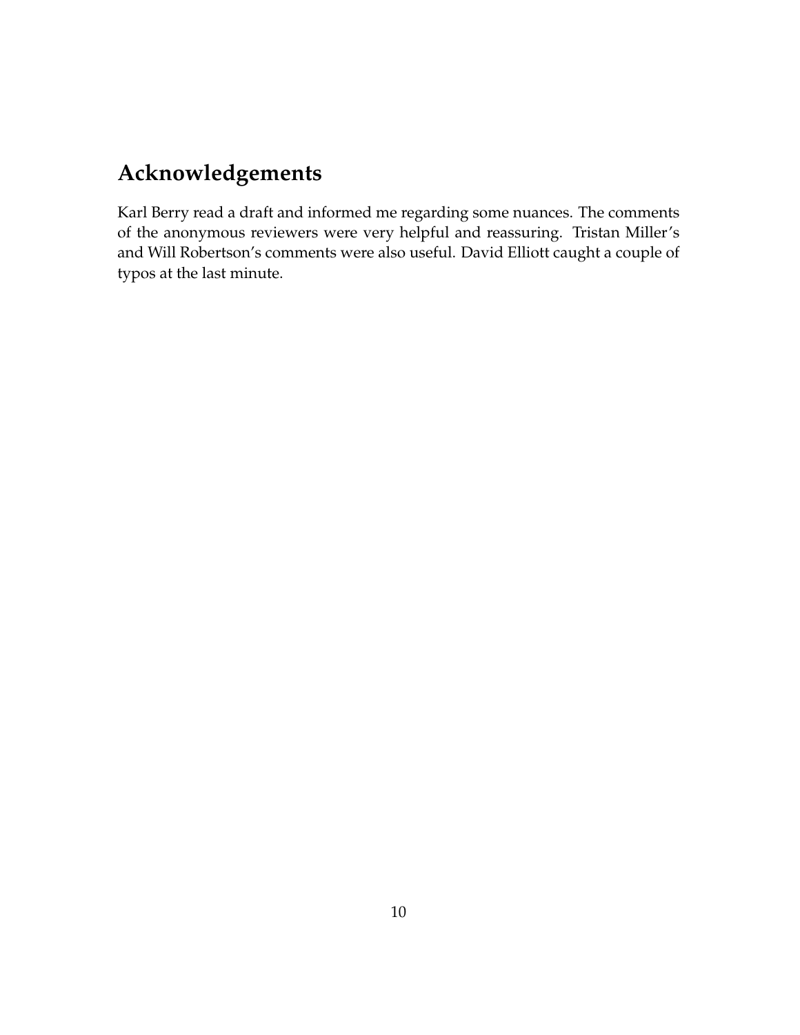## Acknowledgements

Karl Berry read a draft and informed me regarding some nuances. The comments of the anonymous reviewers were very helpful and reassuring. Tristan Miller's and Will Robertson's comments were also useful. David Elliott caught a couple of typos at the last minute.